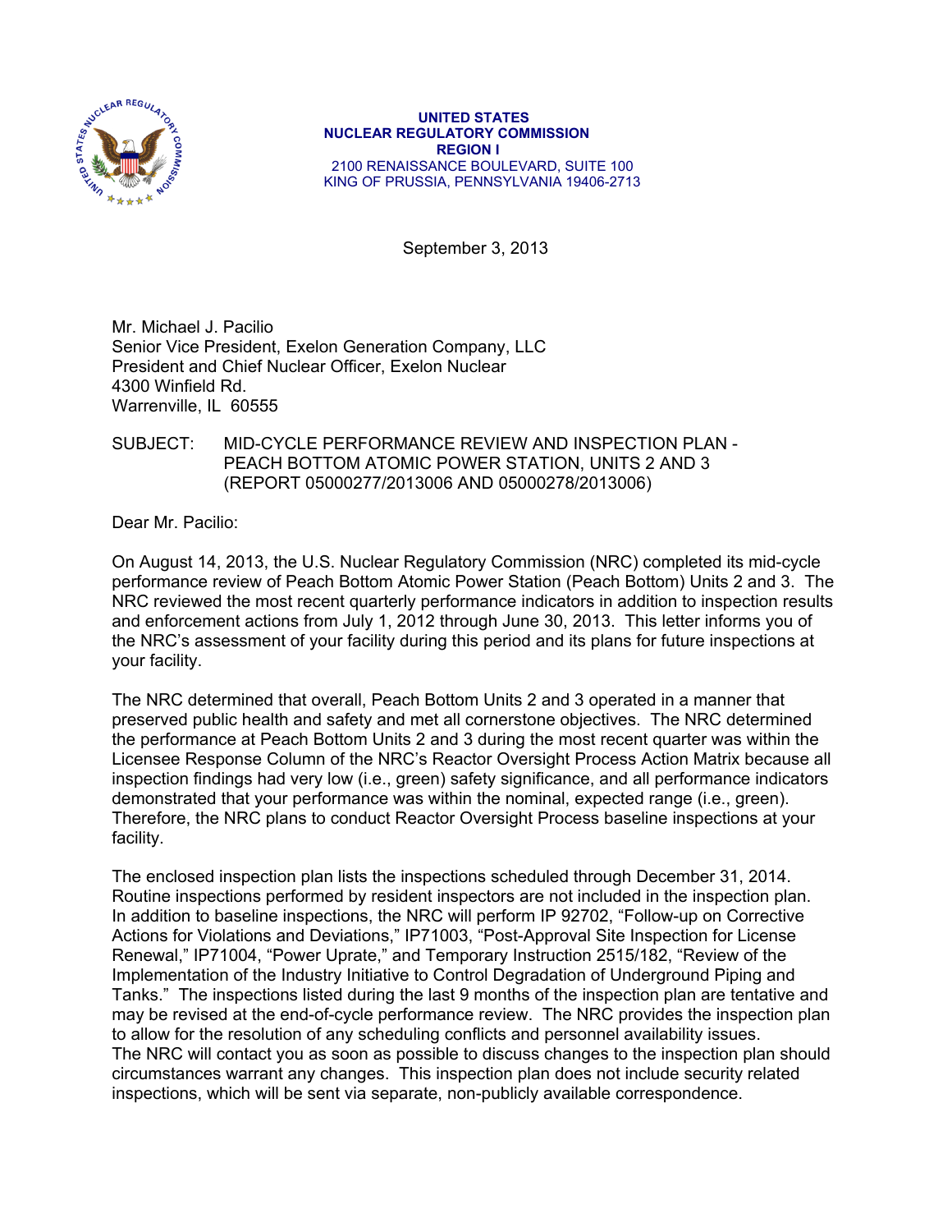**UNITED STATES**
**NUCLEAR REGULATORY COMMISSION**
**REGION I**
2100 RENAISSANCE BOULEVARD, SUITE 100
KING OF PRUSSIA, PENNSYLVANIA 19406-2713

September 3, 2013

Mr. Michael J. Pacilio
Senior Vice President, Exelon Generation Company, LLC
President and Chief Nuclear Officer, Exelon Nuclear
4300 Winfield Rd.
Warrenville, IL 60555

SUBJECT: MID-CYCLE PERFORMANCE REVIEW AND INSPECTION PLAN - PEACH BOTTOM ATOMIC POWER STATION, UNITS 2 AND 3 (REPORT 05000277/2013006 AND 05000278/2013006)

Dear Mr. Pacilio:

On August 14, 2013, the U.S. Nuclear Regulatory Commission (NRC) completed its mid-cycle performance review of Peach Bottom Atomic Power Station (Peach Bottom) Units 2 and 3. The NRC reviewed the most recent quarterly performance indicators in addition to inspection results and enforcement actions from July 1, 2012 through June 30, 2013. This letter informs you of the NRC's assessment of your facility during this period and its plans for future inspections at your facility.

The NRC determined that overall, Peach Bottom Units 2 and 3 operated in a manner that preserved public health and safety and met all cornerstone objectives. The NRC determined the performance at Peach Bottom Units 2 and 3 during the most recent quarter was within the Licensee Response Column of the NRC's Reactor Oversight Process Action Matrix because all inspection findings had very low (i.e., green) safety significance, and all performance indicators demonstrated that your performance was within the nominal, expected range (i.e., green). Therefore, the NRC plans to conduct Reactor Oversight Process baseline inspections at your facility.

The enclosed inspection plan lists the inspections scheduled through December 31, 2014. Routine inspections performed by resident inspectors are not included in the inspection plan. In addition to baseline inspections, the NRC will perform IP 92702, "Follow-up on Corrective Actions for Violations and Deviations," IP71003, "Post-Approval Site Inspection for License Renewal," IP71004, "Power Uprate," and Temporary Instruction 2515/182, "Review of the Implementation of the Industry Initiative to Control Degradation of Underground Piping and Tanks." The inspections listed during the last 9 months of the inspection plan are tentative and may be revised at the end-of-cycle performance review. The NRC provides the inspection plan to allow for the resolution of any scheduling conflicts and personnel availability issues. The NRC will contact you as soon as possible to discuss changes to the inspection plan should circumstances warrant any changes. This inspection plan does not include security related inspections, which will be sent via separate, non-publicly available correspondence.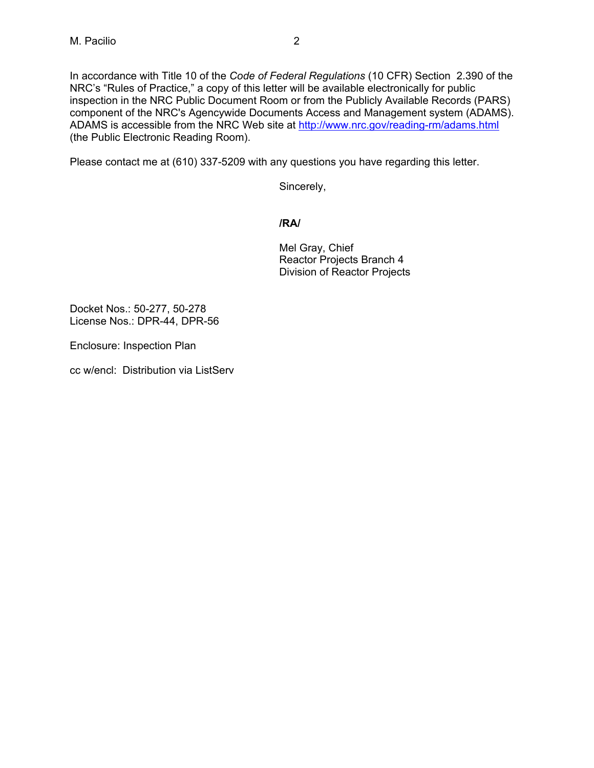In accordance with Title 10 of the *Code of Federal Regulations* (10 CFR) Section 2.390 of the NRC's "Rules of Practice," a copy of this letter will be available electronically for public inspection in the NRC Public Document Room or from the Publicly Available Records (PARS) component of the NRC's Agencywide Documents Access and Management system (ADAMS). ADAMS is accessible from the NRC Web site at http://www.nrc.gov/reading-rm/adams.html (the Public Electronic Reading Room).

Please contact me at (610) 337-5209 with any questions you have regarding this letter.

Sincerely,

**/RA/**

Mel Gray, Chief
Reactor Projects Branch 4
Division of Reactor Projects

Docket Nos.: 50-277, 50-278
License Nos.: DPR-44, DPR-56

Enclosure: Inspection Plan

cc w/encl: Distribution via ListServ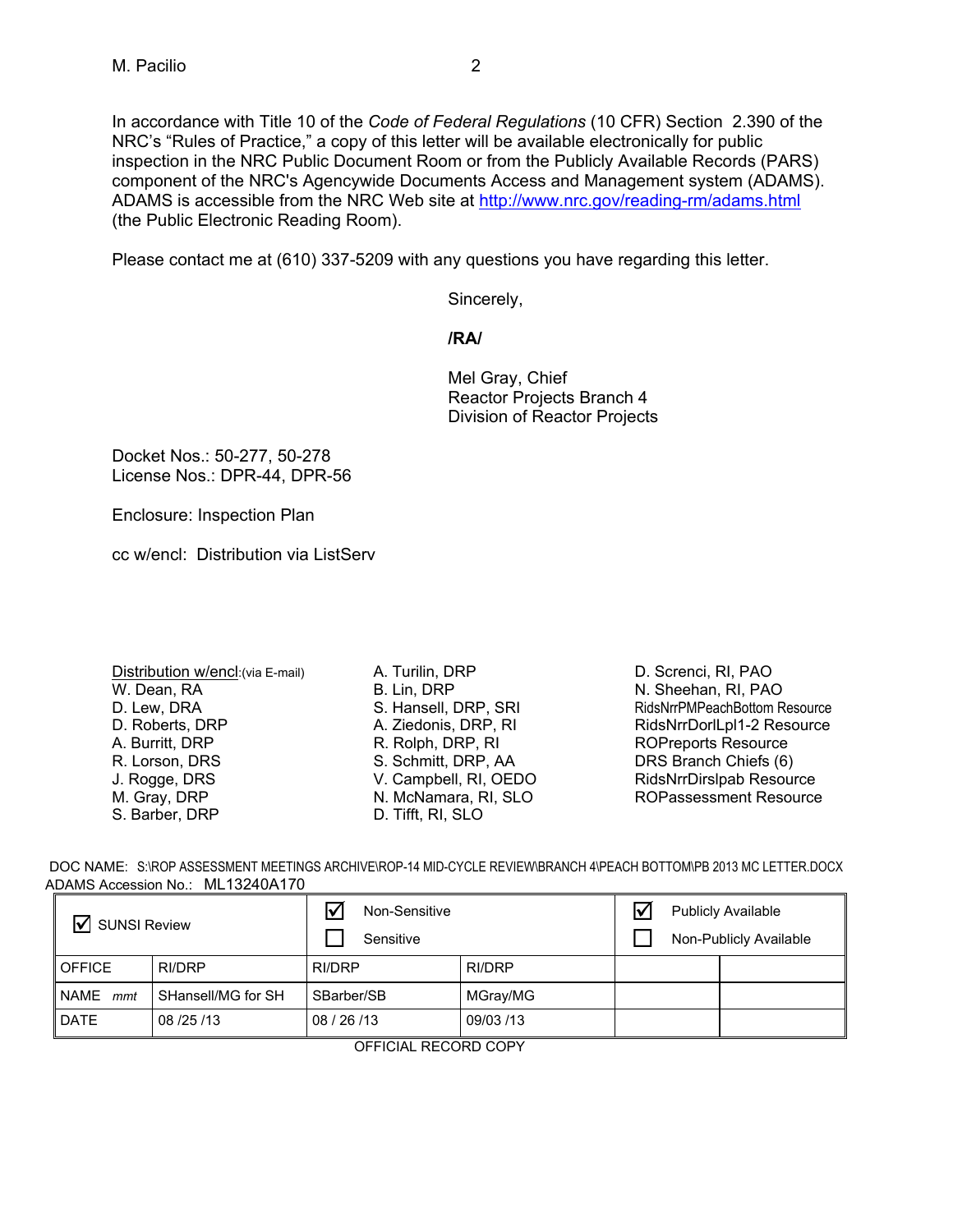In accordance with Title 10 of the *Code of Federal Regulations* (10 CFR) Section 2.390 of the NRC's "Rules of Practice," a copy of this letter will be available electronically for public inspection in the NRC Public Document Room or from the Publicly Available Records (PARS) component of the NRC's Agencywide Documents Access and Management system (ADAMS). ADAMS is accessible from the NRC Web site at http://www.nrc.gov/reading-rm/adams.html (the Public Electronic Reading Room).

Please contact me at (610) 337-5209 with any questions you have regarding this letter.

Sincerely,

**/RA/**

Mel Gray, Chief
Reactor Projects Branch 4
Division of Reactor Projects

Docket Nos.: 50-277, 50-278
License Nos.: DPR-44, DPR-56

Enclosure: Inspection Plan

cc w/encl: Distribution via ListServ

Distribution w/encl:(via E-mail)
W. Dean, RA
D. Lew, DRA
D. Roberts, DRP
A. Burritt, DRP
R. Lorson, DRS
J. Rogge, DRS
M. Gray, DRP
S. Barber, DRP
A. Turilin, DRP
B. Lin, DRP
S. Hansell, DRP, SRI
A. Ziedonis, DRP, RI
R. Rolph, DRP, RI
S. Schmitt, DRP, AA
V. Campbell, RI, OEDO
N. McNamara, RI, SLO
D. Tifft, RI, SLO
D. Screnci, RI, PAO
N. Sheehan, RI, PAO
RidsNrrPMPeachBottom Resource
RidsNrrDorlLpl1-2 Resource
ROPreports Resource
DRS Branch Chiefs (6)
RidsNrrDirslpab Resource
ROPassessment Resource

DOC NAME: S:\ROP ASSESSMENT MEETINGS ARCHIVE\ROP-14 MID-CYCLE REVIEW\BRANCH 4\PEACH BOTTOM\PB 2013 MC LETTER.DOCX
ADAMS Accession No.: ML13240A170

| ☑ SUNSI Review | | ☑ Non-Sensitive ☐ Sensitive | | ☑ Publicly Available ☐ Non-Publicly Available | |
|---|---|---|---|---|---|
| OFFICE | RI/DRP | RI/DRP | RI/DRP | | |
| NAME *mmt* | SHansell/MG for SH | SBarber/SB | MGray/MG | | |
| DATE | 08 /25 /13 | 08 / 26 /13 | 09/03 /13 | | |

OFFICIAL RECORD COPY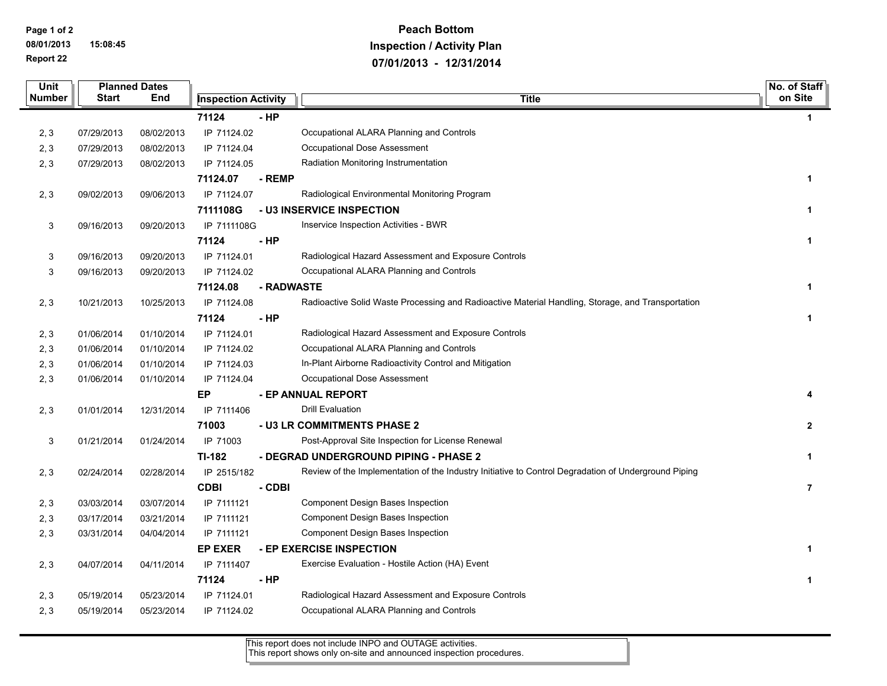# Peach Bottom

## Inspection / Activity Plan

## 07/01/2013 - 12/31/2014

Report 22

| Unit Number | Planned Dates Start | End | Inspection Activity | | Title | No. of Staff on Site |
|---|---|---|---|---|---|---|
| | | | **71124** | **- HP** | | **1** |
| 2, 3 | 07/29/2013 | 08/02/2013 | IP 71124.02 | | Occupational ALARA Planning and Controls | |
| 2, 3 | 07/29/2013 | 08/02/2013 | IP 71124.04 | | Occupational Dose Assessment | |
| 2, 3 | 07/29/2013 | 08/02/2013 | IP 71124.05 | | Radiation Monitoring Instrumentation | |
| | | | **71124.07** | **- REMP** | | **1** |
| 2, 3 | 09/02/2013 | 09/06/2013 | IP 71124.07 | | Radiological Environmental Monitoring Program | |
| | | | **7111108G** | **- U3 INSERVICE INSPECTION** | | **1** |
| 3 | 09/16/2013 | 09/20/2013 | IP 7111108G | | Inservice Inspection Activities - BWR | |
| | | | **71124** | **- HP** | | **1** |
| 3 | 09/16/2013 | 09/20/2013 | IP 71124.01 | | Radiological Hazard Assessment and Exposure Controls | |
| 3 | 09/16/2013 | 09/20/2013 | IP 71124.02 | | Occupational ALARA Planning and Controls | |
| | | | **71124.08** | **- RADWASTE** | | **1** |
| 2, 3 | 10/21/2013 | 10/25/2013 | IP 71124.08 | | Radioactive Solid Waste Processing and Radioactive Material Handling, Storage, and Transportation | |
| | | | **71124** | **- HP** | | **1** |
| 2, 3 | 01/06/2014 | 01/10/2014 | IP 71124.01 | | Radiological Hazard Assessment and Exposure Controls | |
| 2, 3 | 01/06/2014 | 01/10/2014 | IP 71124.02 | | Occupational ALARA Planning and Controls | |
| 2, 3 | 01/06/2014 | 01/10/2014 | IP 71124.03 | | In-Plant Airborne Radioactivity Control and Mitigation | |
| 2, 3 | 01/06/2014 | 01/10/2014 | IP 71124.04 | | Occupational Dose Assessment | |
| | | | **EP** | **- EP ANNUAL REPORT** | | **4** |
| 2, 3 | 01/01/2014 | 12/31/2014 | IP 7111406 | | Drill Evaluation | |
| | | | **71003** | **- U3 LR COMMITMENTS PHASE 2** | | **2** |
| 3 | 01/21/2014 | 01/24/2014 | IP 71003 | | Post-Approval Site Inspection for License Renewal | |
| | | | **TI-182** | **- DEGRAD UNDERGROUND PIPING - PHASE 2** | | **1** |
| 2, 3 | 02/24/2014 | 02/28/2014 | IP 2515/182 | | Review of the Implementation of the Industry Initiative to Control Degradation of Underground Piping | |
| | | | **CDBI** | **- CDBI** | | **7** |
| 2, 3 | 03/03/2014 | 03/07/2014 | IP 7111121 | | Component Design Bases Inspection | |
| 2, 3 | 03/17/2014 | 03/21/2014 | IP 7111121 | | Component Design Bases Inspection | |
| 2, 3 | 03/31/2014 | 04/04/2014 | IP 7111121 | | Component Design Bases Inspection | |
| | | | **EP EXER** | **- EP EXERCISE INSPECTION** | | **1** |
| 2, 3 | 04/07/2014 | 04/11/2014 | IP 7111407 | | Exercise Evaluation - Hostile Action (HA) Event | |
| | | | **71124** | **- HP** | | **1** |
| 2, 3 | 05/19/2014 | 05/23/2014 | IP 71124.01 | | Radiological Hazard Assessment and Exposure Controls | |
| 2, 3 | 05/19/2014 | 05/23/2014 | IP 71124.02 | | Occupational ALARA Planning and Controls | |

This report does not include INPO and OUTAGE activities.
This report shows only on-site and announced inspection procedures.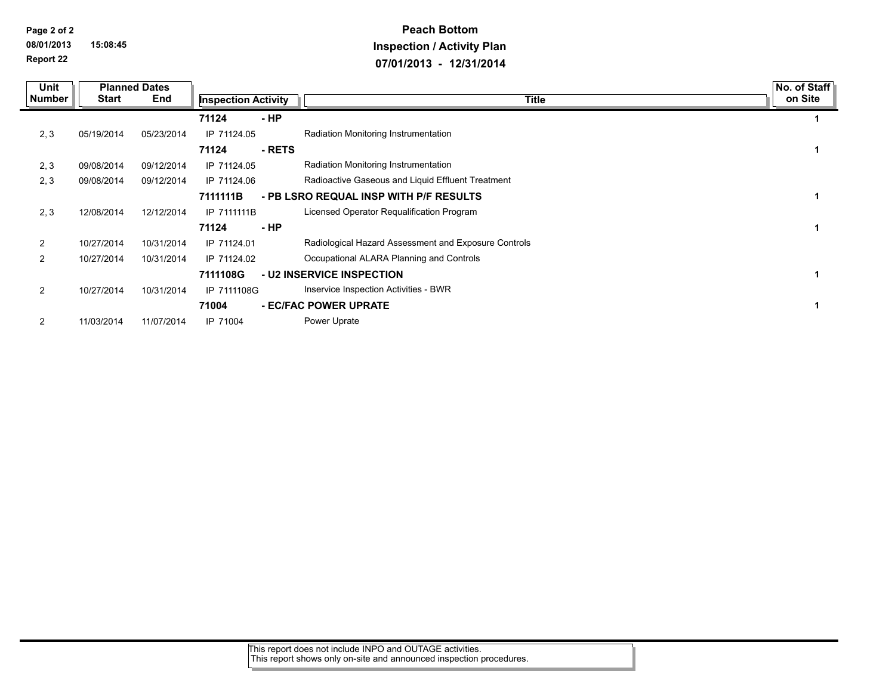# Peach Bottom
## Inspection / Activity Plan
## 07/01/2013 - 12/31/2014

| Unit Number | Planned Dates Start | End | Inspection Activity | | Title | No. of Staff on Site |
|---|---|---|---|---|---|---|
| | | | **71124** | **- HP** | | **1** |
| 2, 3 | 05/19/2014 | 05/23/2014 | IP 71124.05 | | Radiation Monitoring Instrumentation | |
| | | | **71124** | **- RETS** | | **1** |
| 2, 3 | 09/08/2014 | 09/12/2014 | IP 71124.05 | | Radiation Monitoring Instrumentation | |
| 2, 3 | 09/08/2014 | 09/12/2014 | IP 71124.06 | | Radioactive Gaseous and Liquid Effluent Treatment | |
| | | | **7111111B** | **- PB LSRO REQUAL INSP WITH P/F RESULTS** | | **1** |
| 2, 3 | 12/08/2014 | 12/12/2014 | IP 7111111B | | Licensed Operator Requalification Program | |
| | | | **71124** | **- HP** | | **1** |
| 2 | 10/27/2014 | 10/31/2014 | IP 71124.01 | | Radiological Hazard Assessment and Exposure Controls | |
| 2 | 10/27/2014 | 10/31/2014 | IP 71124.02 | | Occupational ALARA Planning and Controls | |
| | | | **7111108G** | **- U2 INSERVICE INSPECTION** | | **1** |
| 2 | 10/27/2014 | 10/31/2014 | IP 7111108G | | Inservice Inspection Activities - BWR | |
| | | | **71004** | **- EC/FAC POWER UPRATE** | | **1** |
| 2 | 11/03/2014 | 11/07/2014 | IP 71004 | | Power Uprate | |

This report does not include INPO and OUTAGE activities.
This report shows only on-site and announced inspection procedures.